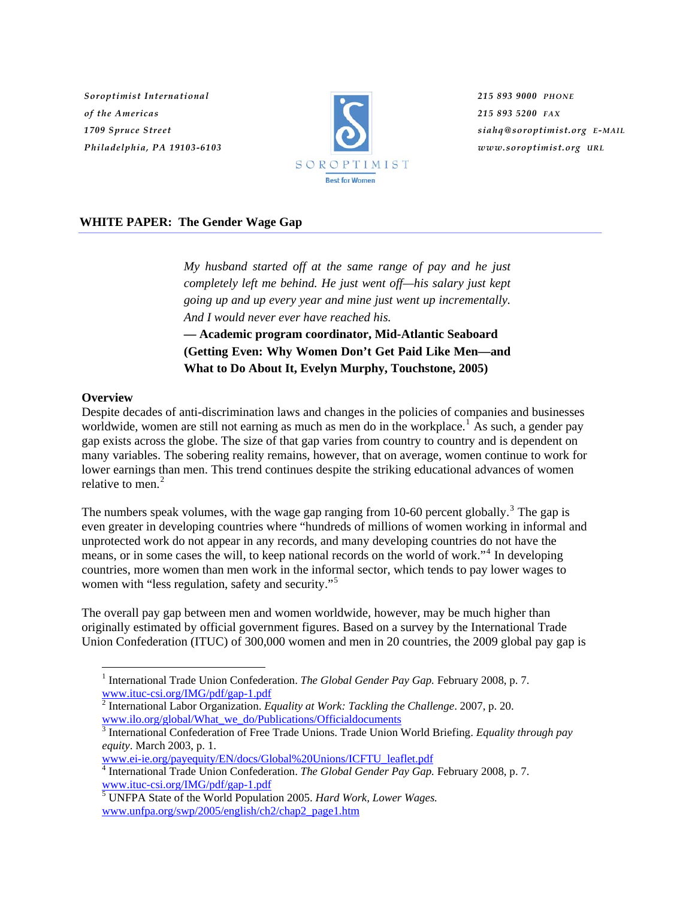Soroptimist International
of the Americas
1709 Spruce Street
Philadelphia, PA 19103-6103

SOROPTIMIST
Best for Women

215 893 9000 PHONE
215 893 5200 FAX
siahq@soroptimist.org E-MAIL
www.soroptimist.org URL

## WHITE PAPER: The Gender Wage Gap

*My husband started off at the same range of pay and he just completely left me behind. He just went off—his salary just kept going up and up every year and mine just went up incrementally. And I would never ever have reached his.*
**— Academic program coordinator, Mid-Atlantic Seaboard (Getting Even: Why Women Don't Get Paid Like Men—and What to Do About It, Evelyn Murphy, Touchstone, 2005)**

### Overview

Despite decades of anti-discrimination laws and changes in the policies of companies and businesses worldwide, women are still not earning as much as men do in the workplace.[1] As such, a gender pay gap exists across the globe. The size of that gap varies from country to country and is dependent on many variables. The sobering reality remains, however, that on average, women continue to work for lower earnings than men. This trend continues despite the striking educational advances of women relative to men.[2]

The numbers speak volumes, with the wage gap ranging from 10-60 percent globally.[3] The gap is even greater in developing countries where "hundreds of millions of women working in informal and unprotected work do not appear in any records, and many developing countries do not have the means, or in some cases the will, to keep national records on the world of work."[4] In developing countries, more women than men work in the informal sector, which tends to pay lower wages to women with "less regulation, safety and security."[5]

The overall pay gap between men and women worldwide, however, may be much higher than originally estimated by official government figures. Based on a survey by the International Trade Union Confederation (ITUC) of 300,000 women and men in 20 countries, the 2009 global pay gap is

---

[1] International Trade Union Confederation. *The Global Gender Pay Gap.* February 2008, p. 7. www.ituc-csi.org/IMG/pdf/gap-1.pdf

[2] International Labor Organization. *Equality at Work: Tackling the Challenge*. 2007, p. 20. www.ilo.org/global/What_we_do/Publications/Officialdocuments

[3] International Confederation of Free Trade Unions. Trade Union World Briefing. *Equality through pay equity*. March 2003, p. 1. www.ei-ie.org/payequity/EN/docs/Global%20Unions/ICFTU_leaflet.pdf

[4] International Trade Union Confederation. *The Global Gender Pay Gap.* February 2008, p. 7. www.ituc-csi.org/IMG/pdf/gap-1.pdf

[5] UNFPA State of the World Population 2005. *Hard Work, Lower Wages.* www.unfpa.org/swp/2005/english/ch2/chap2_page1.htm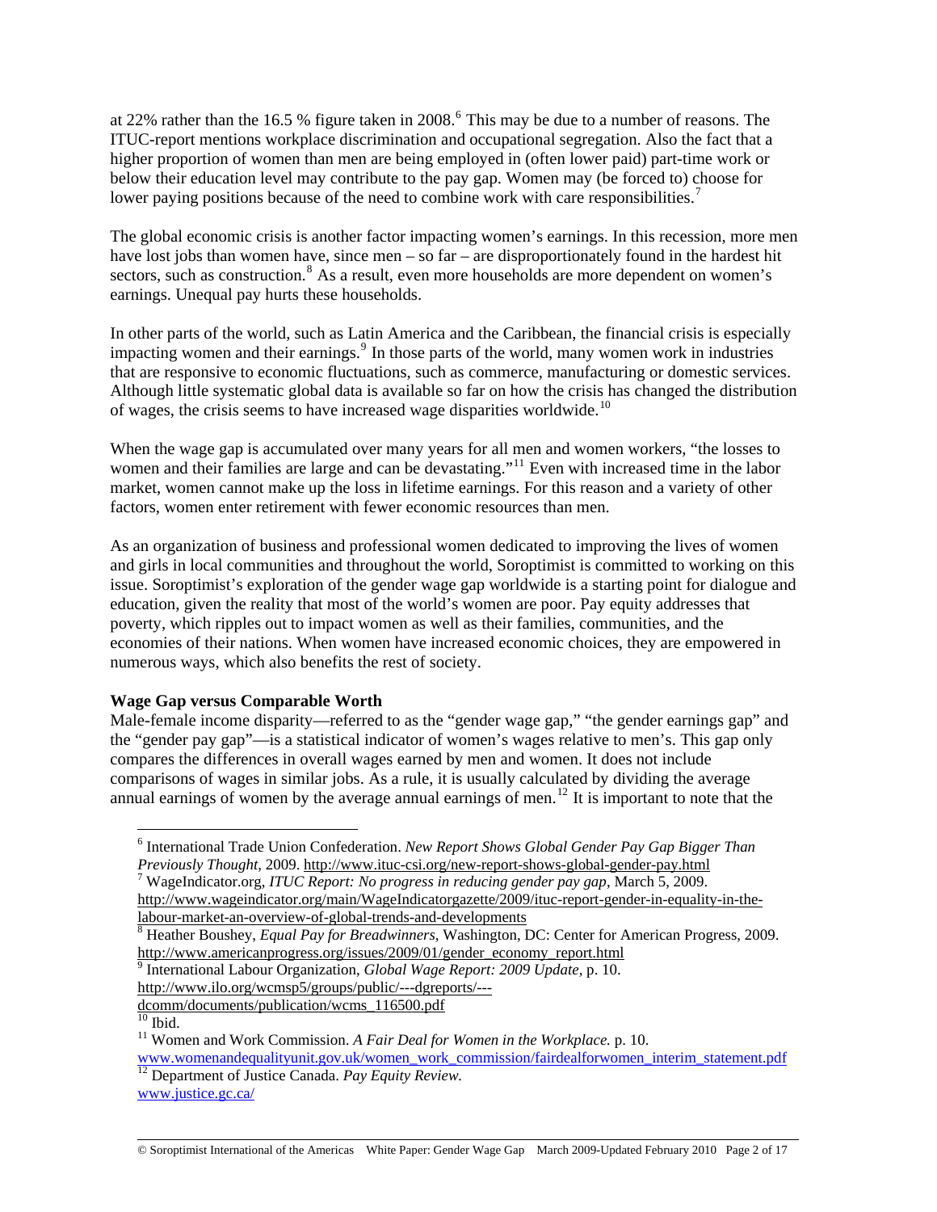at 22% rather than the 16.5 % figure taken in 2008.[6] This may be due to a number of reasons. The ITUC-report mentions workplace discrimination and occupational segregation. Also the fact that a higher proportion of women than men are being employed in (often lower paid) part-time work or below their education level may contribute to the pay gap. Women may (be forced to) choose for lower paying positions because of the need to combine work with care responsibilities.[7]

The global economic crisis is another factor impacting women's earnings. In this recession, more men have lost jobs than women have, since men – so far – are disproportionately found in the hardest hit sectors, such as construction.[8] As a result, even more households are more dependent on women's earnings. Unequal pay hurts these households.

In other parts of the world, such as Latin America and the Caribbean, the financial crisis is especially impacting women and their earnings.[9] In those parts of the world, many women work in industries that are responsive to economic fluctuations, such as commerce, manufacturing or domestic services. Although little systematic global data is available so far on how the crisis has changed the distribution of wages, the crisis seems to have increased wage disparities worldwide.[10]

When the wage gap is accumulated over many years for all men and women workers, "the losses to women and their families are large and can be devastating."[11] Even with increased time in the labor market, women cannot make up the loss in lifetime earnings. For this reason and a variety of other factors, women enter retirement with fewer economic resources than men.

As an organization of business and professional women dedicated to improving the lives of women and girls in local communities and throughout the world, Soroptimist is committed to working on this issue. Soroptimist's exploration of the gender wage gap worldwide is a starting point for dialogue and education, given the reality that most of the world's women are poor. Pay equity addresses that poverty, which ripples out to impact women as well as their families, communities, and the economies of their nations. When women have increased economic choices, they are empowered in numerous ways, which also benefits the rest of society.

**Wage Gap versus Comparable Worth**

Male-female income disparity—referred to as the "gender wage gap," "the gender earnings gap" and the "gender pay gap"—is a statistical indicator of women's wages relative to men's. This gap only compares the differences in overall wages earned by men and women. It does not include comparisons of wages in similar jobs. As a rule, it is usually calculated by dividing the average annual earnings of women by the average annual earnings of men.[12] It is important to note that the

---

[6] International Trade Union Confederation. *New Report Shows Global Gender Pay Gap Bigger Than Previously Thought,* 2009. http://www.ituc-csi.org/new-report-shows-global-gender-pay.html

[7] WageIndicator.org, *ITUC Report: No progress in reducing gender pay gap*, March 5, 2009. http://www.wageindicator.org/main/WageIndicatorgazette/2009/itucreport-gender-in-equality-in-the-labour-market-an-overview-of-global-trends-and-developments

[8] Heather Boushey, *Equal Pay for Breadwinners*, Washington, DC: Center for American Progress, 2009. http://www.americanprogress.org/issues/2009/01/gender_economy_report.html

[9] International Labour Organization, *Global Wage Report: 2009 Update*, p. 10. http://www.ilo.org/wcmsp5/groups/public/---dgreports/---dcomm/documents/publication/wcms_116500.pdf

[10] Ibid.

[11] Women and Work Commission. *A Fair Deal for Women in the Workplace.* p. 10. www.womenandequalityunit.gov.uk/women_work_commission/fairdealforwomen_interim_statement.pdf

[12] Department of Justice Canada. *Pay Equity Review.* www.justice.gc.ca/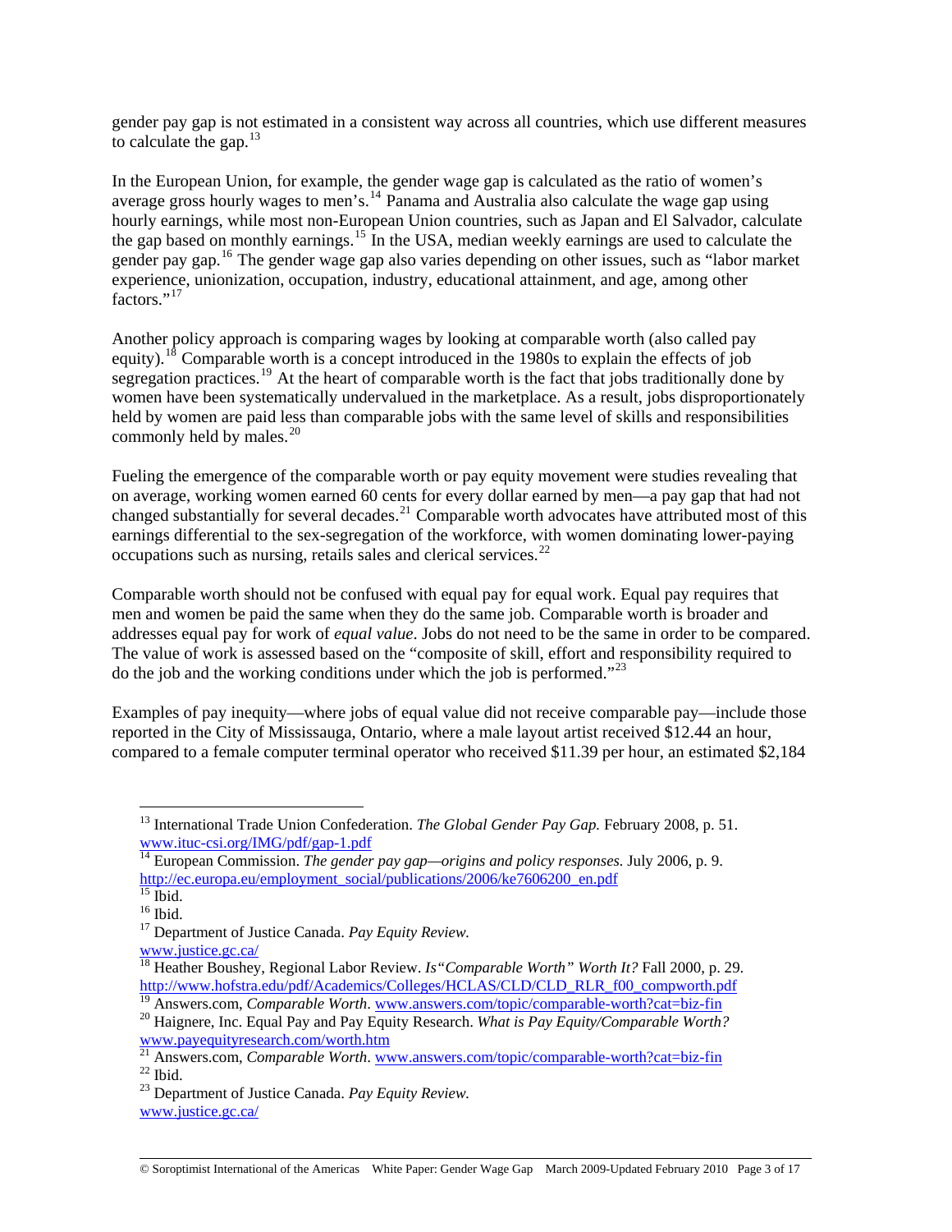gender pay gap is not estimated in a consistent way across all countries, which use different measures to calculate the gap.[13]

In the European Union, for example, the gender wage gap is calculated as the ratio of women's average gross hourly wages to men's.[14] Panama and Australia also calculate the wage gap using hourly earnings, while most non-European Union countries, such as Japan and El Salvador, calculate the gap based on monthly earnings.[15] In the USA, median weekly earnings are used to calculate the gender pay gap.[16] The gender wage gap also varies depending on other issues, such as "labor market experience, unionization, occupation, industry, educational attainment, and age, among other factors."[17]

Another policy approach is comparing wages by looking at comparable worth (also called pay equity).[18] Comparable worth is a concept introduced in the 1980s to explain the effects of job segregation practices.[19] At the heart of comparable worth is the fact that jobs traditionally done by women have been systematically undervalued in the marketplace. As a result, jobs disproportionately held by women are paid less than comparable jobs with the same level of skills and responsibilities commonly held by males.[20]

Fueling the emergence of the comparable worth or pay equity movement were studies revealing that on average, working women earned 60 cents for every dollar earned by men—a pay gap that had not changed substantially for several decades.[21] Comparable worth advocates have attributed most of this earnings differential to the sex-segregation of the workforce, with women dominating lower-paying occupations such as nursing, retails sales and clerical services.[22]

Comparable worth should not be confused with equal pay for equal work. Equal pay requires that men and women be paid the same when they do the same job. Comparable worth is broader and addresses equal pay for work of *equal value*. Jobs do not need to be the same in order to be compared. The value of work is assessed based on the "composite of skill, effort and responsibility required to do the job and the working conditions under which the job is performed."[23]

Examples of pay inequity—where jobs of equal value did not receive comparable pay—include those reported in the City of Mississauga, Ontario, where a male layout artist received $12.44 an hour, compared to a female computer terminal operator who received $11.39 per hour, an estimated $2,184

---

[13] International Trade Union Confederation. *The Global Gender Pay Gap.* February 2008, p. 51. www.ituc-csi.org/IMG/pdf/gap-1.pdf

[14] European Commission. *The gender pay gap—origins and policy responses.* July 2006, p. 9. http://ec.europa.eu/employment_social/publications/2006/ke7606200_en.pdf

[15] Ibid.

[16] Ibid.

[17] Department of Justice Canada. *Pay Equity Review.* www.justice.gc.ca/

[18] Heather Boushey, Regional Labor Review. *Is "Comparable Worth" Worth It?* Fall 2000, p. 29. http://www.hofstra.edu/pdf/Academics/Colleges/HCLAS/CLD/CLD_RLR_f00_compworth.pdf

[19] Answers.com, *Comparable Worth*. www.answers.com/topic/comparable-worth?cat=biz-fin

[20] Haignere, Inc. Equal Pay and Pay Equity Research. *What is Pay Equity/Comparable Worth?* www.payequityresearch.com/worth.htm

[21] Answers.com, *Comparable Worth*. www.answers.com/topic/comparable-worth?cat=biz-fin

[22] Ibid.

[23] Department of Justice Canada. *Pay Equity Review.* www.justice.gc.ca/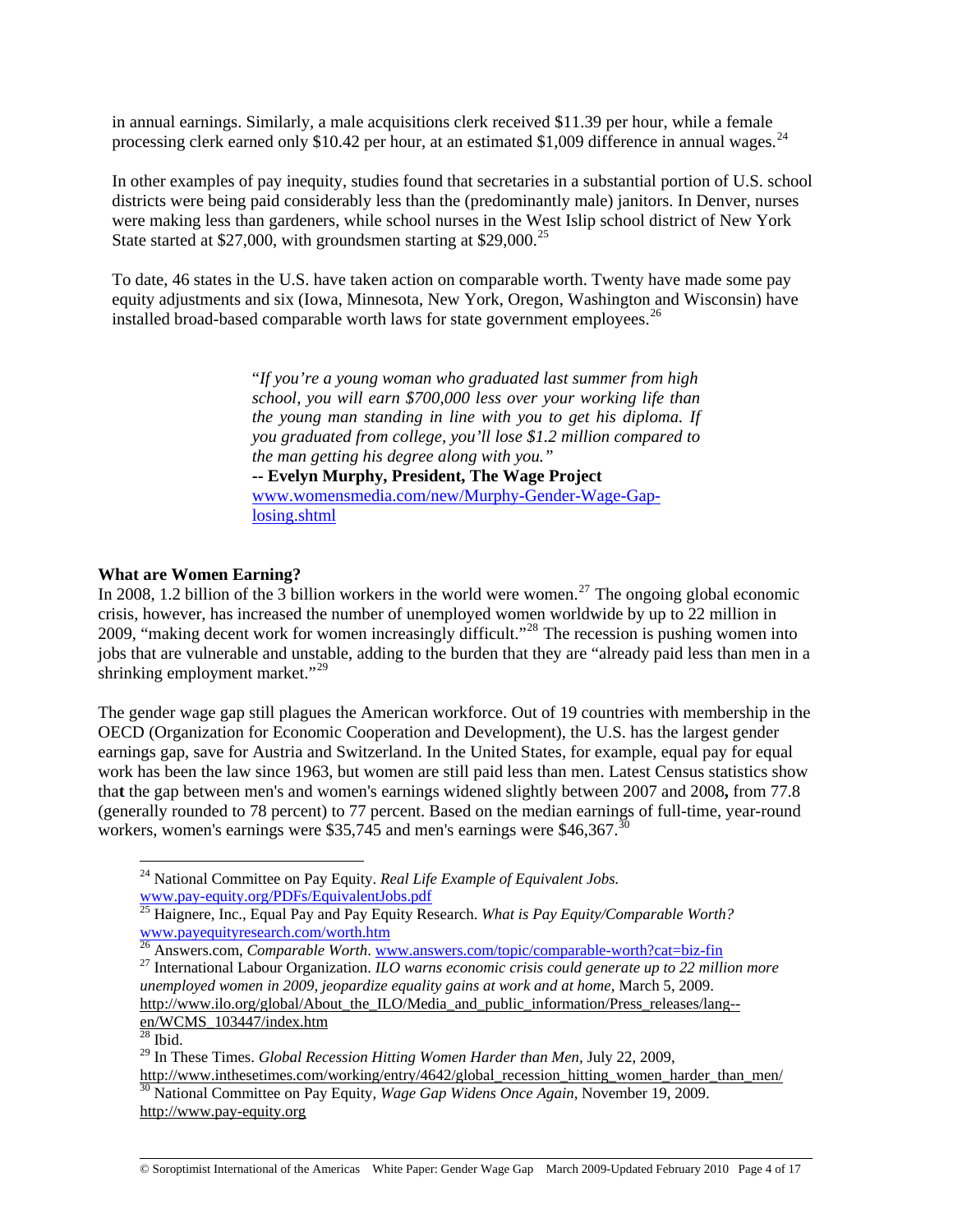in annual earnings. Similarly, a male acquisitions clerk received $11.39 per hour, while a female processing clerk earned only $10.42 per hour, at an estimated $1,009 difference in annual wages.[24]

In other examples of pay inequity, studies found that secretaries in a substantial portion of U.S. school districts were being paid considerably less than the (predominantly male) janitors. In Denver, nurses were making less than gardeners, while school nurses in the West Islip school district of New York State started at $27,000, with groundsmen starting at $29,000.[25]

To date, 46 states in the U.S. have taken action on comparable worth. Twenty have made some pay equity adjustments and six (Iowa, Minnesota, New York, Oregon, Washington and Wisconsin) have installed broad-based comparable worth laws for state government employees.[26]

> "*If you're a young woman who graduated last summer from high school, you will earn $700,000 less over your working life than the young man standing in line with you to get his diploma. If you graduated from college, you'll lose $1.2 million compared to the man getting his degree along with you."*
>
> **-- Evelyn Murphy, President, The Wage Project**
>
> www.womensmedia.com/new/Murphy-Gender-Wage-Gap-losing.shtml

**What are Women Earning?**

In 2008, 1.2 billion of the 3 billion workers in the world were women.[27] The ongoing global economic crisis, however, has increased the number of unemployed women worldwide by up to 22 million in 2009, "making decent work for women increasingly difficult."[28] The recession is pushing women into jobs that are vulnerable and unstable, adding to the burden that they are "already paid less than men in a shrinking employment market."[29]

The gender wage gap still plagues the American workforce. Out of 19 countries with membership in the OECD (Organization for Economic Cooperation and Development), the U.S. has the largest gender earnings gap, save for Austria and Switzerland. In the United States, for example, equal pay for equal work has been the law since 1963, but women are still paid less than men. Latest Census statistics show that the gap between men's and women's earnings widened slightly between 2007 and 2008, from 77.8 (generally rounded to 78 percent) to 77 percent. Based on the median earnings of full-time, year-round workers, women's earnings were $35,745 and men's earnings were $46,367.[30]

---

[24] National Committee on Pay Equity. *Real Life Example of Equivalent Jobs.* www.pay-equity.org/PDFs/EquivalentJobs.pdf

[25] Haignere, Inc., Equal Pay and Pay Equity Research. *What is Pay Equity/Comparable Worth?* www.payequityresearch.com/worth.htm

[26] Answers.com, *Comparable Worth*. www.answers.com/topic/comparable-worth?cat=biz-fin

[27] International Labour Organization. *ILO warns economic crisis could generate up to 22 million more unemployed women in 2009, jeopardize equality gains at work and at home*, March 5, 2009. http://www.ilo.org/global/About_the_ILO/Media_and_public_information/Press_releases/lang--en/WCMS_103447/index.htm

[28] Ibid.

[29] In These Times. *Global Recession Hitting Women Harder than Men*, July 22, 2009, http://www.inthesetimes.com/working/entry/4642/global_recession_hitting_women_harder_than_men/

[30] National Committee on Pay Equity, *Wage Gap Widens Once Again*, November 19, 2009. http://www.pay-equity.org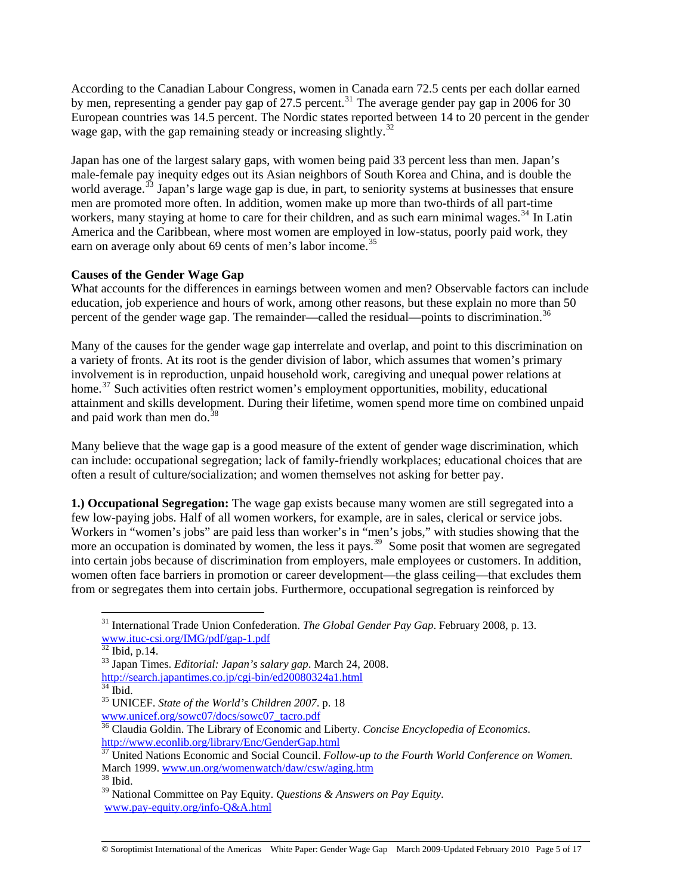According to the Canadian Labour Congress, women in Canada earn 72.5 cents per each dollar earned by men, representing a gender pay gap of 27.5 percent.[31] The average gender pay gap in 2006 for 30 European countries was 14.5 percent. The Nordic states reported between 14 to 20 percent in the gender wage gap, with the gap remaining steady or increasing slightly.[32]

Japan has one of the largest salary gaps, with women being paid 33 percent less than men. Japan's male-female pay inequity edges out its Asian neighbors of South Korea and China, and is double the world average.[33] Japan's large wage gap is due, in part, to seniority systems at businesses that ensure men are promoted more often. In addition, women make up more than two-thirds of all part-time workers, many staying at home to care for their children, and as such earn minimal wages.[34] In Latin America and the Caribbean, where most women are employed in low-status, poorly paid work, they earn on average only about 69 cents of men's labor income.[35]

**Causes of the Gender Wage Gap**

What accounts for the differences in earnings between women and men? Observable factors can include education, job experience and hours of work, among other reasons, but these explain no more than 50 percent of the gender wage gap. The remainder—called the residual—points to discrimination.[36]

Many of the causes for the gender wage gap interrelate and overlap, and point to this discrimination on a variety of fronts. At its root is the gender division of labor, which assumes that women's primary involvement is in reproduction, unpaid household work, caregiving and unequal power relations at home.[37] Such activities often restrict women's employment opportunities, mobility, educational attainment and skills development. During their lifetime, women spend more time on combined unpaid and paid work than men do.[38]

Many believe that the wage gap is a good measure of the extent of gender wage discrimination, which can include: occupational segregation; lack of family-friendly workplaces; educational choices that are often a result of culture/socialization; and women themselves not asking for better pay.

**1.) Occupational Segregation:** The wage gap exists because many women are still segregated into a few low-paying jobs. Half of all women workers, for example, are in sales, clerical or service jobs. Workers in "women's jobs" are paid less than worker's in "men's jobs," with studies showing that the more an occupation is dominated by women, the less it pays.[39] Some posit that women are segregated into certain jobs because of discrimination from employers, male employees or customers. In addition, women often face barriers in promotion or career development—the glass ceiling—that excludes them from or segregates them into certain jobs. Furthermore, occupational segregation is reinforced by

---

[31] International Trade Union Confederation. *The Global Gender Pay Gap*. February 2008, p. 13. www.ituc-csi.org/IMG/pdf/gap-1.pdf

[32] Ibid, p.14.

[33] Japan Times. *Editorial: Japan's salary gap*. March 24, 2008. http://search.japantimes.co.jp/cgi-bin/ed20080324a1.html

[34] Ibid.

[35] UNICEF. *State of the World's Children 2007*. p. 18 www.unicef.org/sowc07/docs/sowc07_tacro.pdf

[36] Claudia Goldin. The Library of Economic and Liberty. *Concise Encyclopedia of Economics*. http://www.econlib.org/library/Enc/GenderGap.html

[37] United Nations Economic and Social Council. *Follow-up to the Fourth World Conference on Women.* March 1999. www.un.org/womenwatch/daw/csw/aging.htm

[38] Ibid.

[39] National Committee on Pay Equity. *Questions & Answers on Pay Equity*. www.pay-equity.org/info-Q&A.html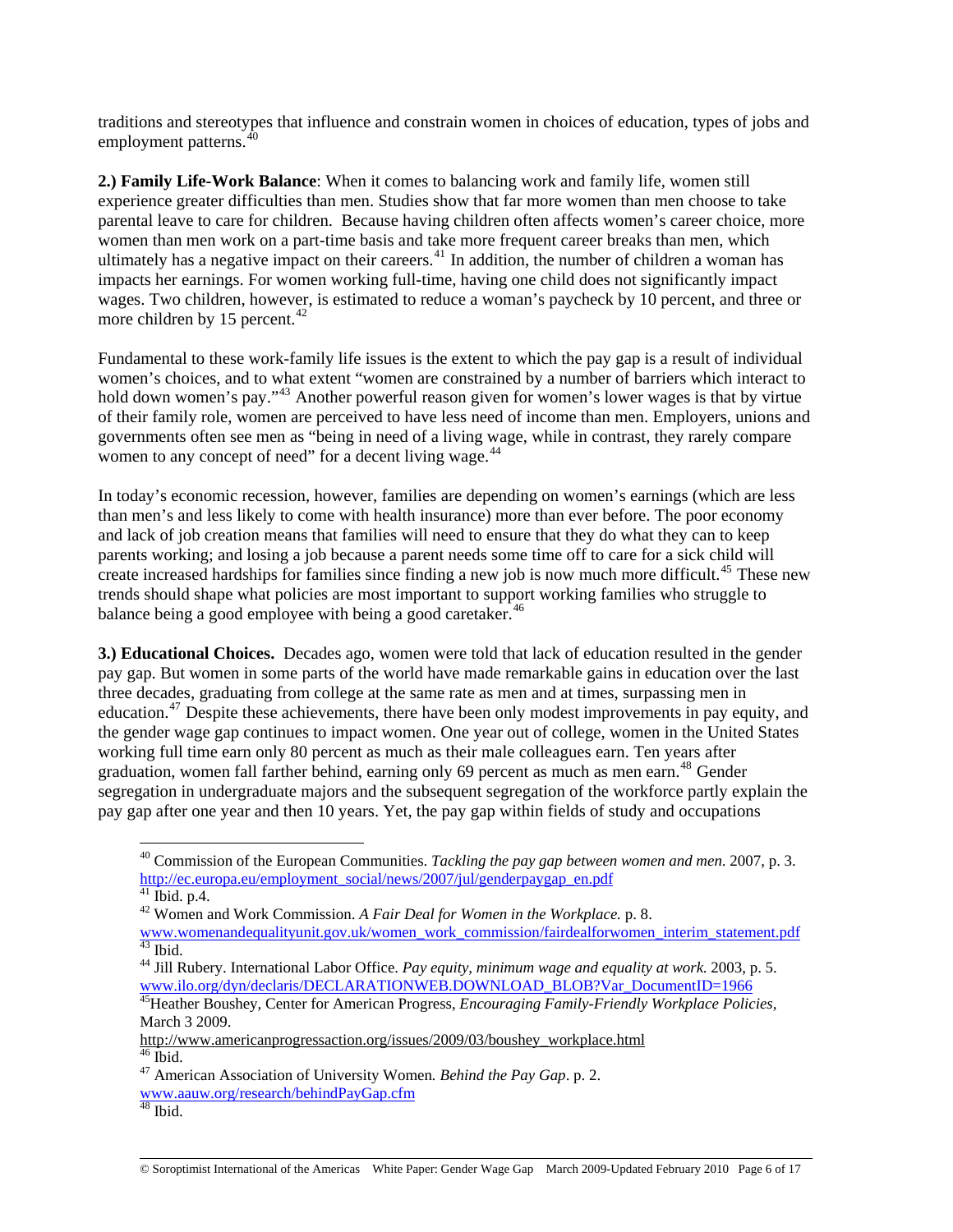traditions and stereotypes that influence and constrain women in choices of education, types of jobs and employment patterns.[40]

**2.) Family Life-Work Balance**: When it comes to balancing work and family life, women still experience greater difficulties than men. Studies show that far more women than men choose to take parental leave to care for children. Because having children often affects women's career choice, more women than men work on a part-time basis and take more frequent career breaks than men, which ultimately has a negative impact on their careers.[41] In addition, the number of children a woman has impacts her earnings. For women working full-time, having one child does not significantly impact wages. Two children, however, is estimated to reduce a woman's paycheck by 10 percent, and three or more children by 15 percent.[42]

Fundamental to these work-family life issues is the extent to which the pay gap is a result of individual women's choices, and to what extent "women are constrained by a number of barriers which interact to hold down women's pay."[43] Another powerful reason given for women's lower wages is that by virtue of their family role, women are perceived to have less need of income than men. Employers, unions and governments often see men as "being in need of a living wage, while in contrast, they rarely compare women to any concept of need" for a decent living wage.[44]

In today's economic recession, however, families are depending on women's earnings (which are less than men's and less likely to come with health insurance) more than ever before. The poor economy and lack of job creation means that families will need to ensure that they do what they can to keep parents working; and losing a job because a parent needs some time off to care for a sick child will create increased hardships for families since finding a new job is now much more difficult.[45] These new trends should shape what policies are most important to support working families who struggle to balance being a good employee with being a good caretaker.[46]

**3.) Educational Choices.** Decades ago, women were told that lack of education resulted in the gender pay gap. But women in some parts of the world have made remarkable gains in education over the last three decades, graduating from college at the same rate as men and at times, surpassing men in education.[47] Despite these achievements, there have been only modest improvements in pay equity, and the gender wage gap continues to impact women. One year out of college, women in the United States working full time earn only 80 percent as much as their male colleagues earn. Ten years after graduation, women fall farther behind, earning only 69 percent as much as men earn.[48] Gender segregation in undergraduate majors and the subsequent segregation of the workforce partly explain the pay gap after one year and then 10 years. Yet, the pay gap within fields of study and occupations

---

[40] Commission of the European Communities. *Tackling the pay gap between women and men.* 2007, p. 3. http://ec.europa.eu/employment_social/news/2007/jul/genderpaygap_en.pdf

[41] Ibid. p.4.

[42] Women and Work Commission. *A Fair Deal for Women in the Workplace.* p. 8. www.womenandequalityunit.gov.uk/women_work_commission/fairdealforwomen_interim_statement.pdf

[43] Ibid.

[44] Jill Rubery. International Labor Office. *Pay equity, minimum wage and equality at work.* 2003, p. 5. www.ilo.org/dyn/declaris/DECLARATIONWEB.DOWNLOAD_BLOB?Var_DocumentID=1966

[45] Heather Boushey, Center for American Progress, *Encouraging Family-Friendly Workplace Policies,* March 3 2009. http://www.americanprogressaction.org/issues/2009/03/boushey_workplace.html

[46] Ibid.

[47] American Association of University Women. *Behind the Pay Gap*. p. 2. www.aauw.org/research/behindPayGap.cfm

[48] Ibid.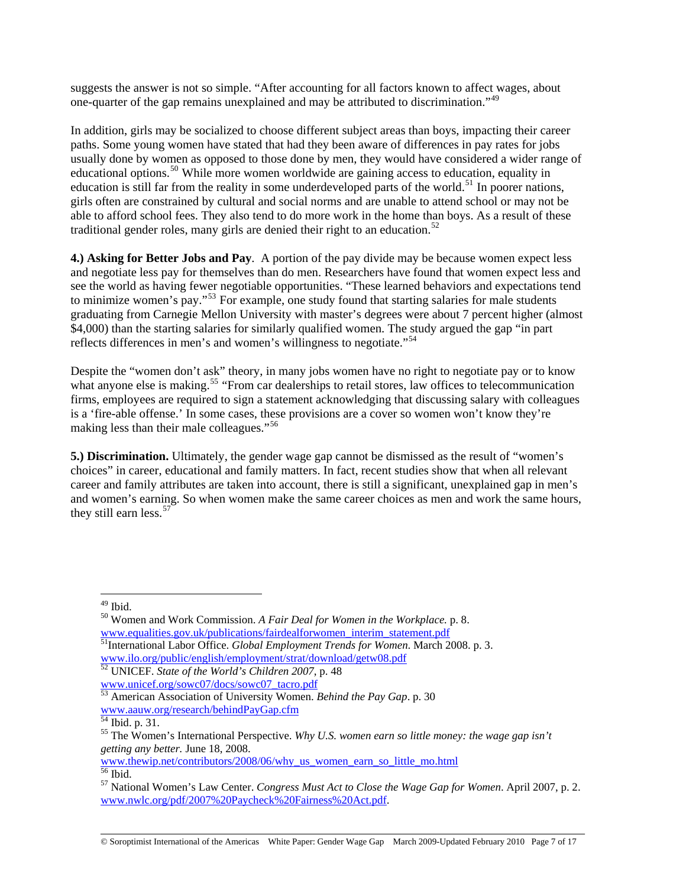suggests the answer is not so simple. "After accounting for all factors known to affect wages, about one-quarter of the gap remains unexplained and may be attributed to discrimination."[49]

In addition, girls may be socialized to choose different subject areas than boys, impacting their career paths. Some young women have stated that had they been aware of differences in pay rates for jobs usually done by women as opposed to those done by men, they would have considered a wider range of educational options.[50] While more women worldwide are gaining access to education, equality in education is still far from the reality in some underdeveloped parts of the world.[51] In poorer nations, girls often are constrained by cultural and social norms and are unable to attend school or may not be able to afford school fees. They also tend to do more work in the home than boys. As a result of these traditional gender roles, many girls are denied their right to an education.[52]

**4.) Asking for Better Jobs and Pay**. A portion of the pay divide may be because women expect less and negotiate less pay for themselves than do men. Researchers have found that women expect less and see the world as having fewer negotiable opportunities. "These learned behaviors and expectations tend to minimize women's pay."[53] For example, one study found that starting salaries for male students graduating from Carnegie Mellon University with master's degrees were about 7 percent higher (almost $4,000) than the starting salaries for similarly qualified women. The study argued the gap "in part reflects differences in men's and women's willingness to negotiate."[54]

Despite the "women don't ask" theory, in many jobs women have no right to negotiate pay or to know what anyone else is making.[55] "From car dealerships to retail stores, law offices to telecommunication firms, employees are required to sign a statement acknowledging that discussing salary with colleagues is a 'fire-able offense.' In some cases, these provisions are a cover so women won't know they're making less than their male colleagues."[56]

**5.) Discrimination.** Ultimately, the gender wage gap cannot be dismissed as the result of "women's choices" in career, educational and family matters. In fact, recent studies show that when all relevant career and family attributes are taken into account, there is still a significant, unexplained gap in men's and women's earning. So when women make the same career choices as men and work the same hours, they still earn less.[57]

---

[49] Ibid.

[50] Women and Work Commission. *A Fair Deal for Women in the Workplace.* p. 8. www.equalities.gov.uk/publications/fairdealforwomen_interim_statement.pdf

[51] International Labor Office. *Global Employment Trends for Women.* March 2008. p. 3. www.ilo.org/public/english/employment/strat/download/getw08.pdf

[52] UNICEF. *State of the World's Children 2007,* p. 48 www.unicef.org/sowc07/docs/sowc07_tacro.pdf

[53] American Association of University Women. *Behind the Pay Gap*. p. 30 www.aauw.org/research/behindPayGap.cfm

[54] Ibid. p. 31.

[55] The Women's International Perspective. *Why U.S. women earn so little money: the wage gap isn't getting any better.* June 18, 2008. www.thewip.net/contributors/2008/06/why_us_women_earn_so_little_mo.html

[56] Ibid.

[57] National Women's Law Center. *Congress Must Act to Close the Wage Gap for Women*. April 2007, p. 2. www.nwlc.org/pdf/2007%20Paycheck%20Fairness%20Act.pdf.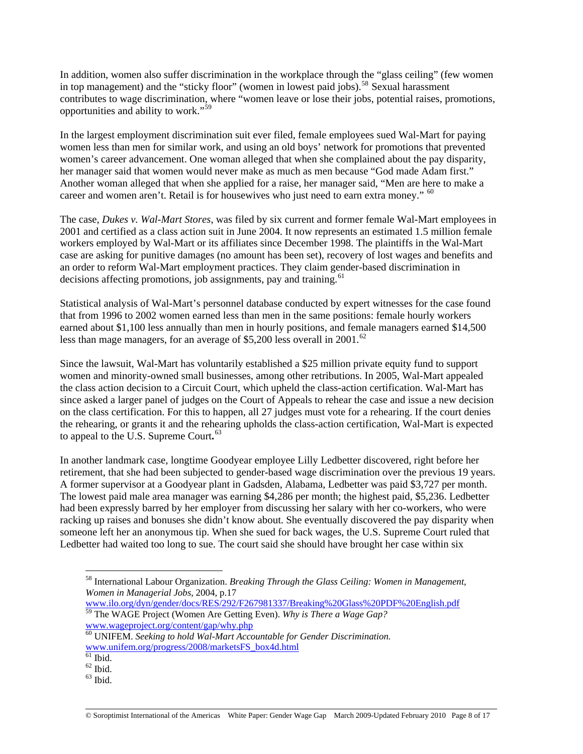In addition, women also suffer discrimination in the workplace through the "glass ceiling" (few women in top management) and the "sticky floor" (women in lowest paid jobs).[58] Sexual harassment contributes to wage discrimination, where "women leave or lose their jobs, potential raises, promotions, opportunities and ability to work."[59]

In the largest employment discrimination suit ever filed, female employees sued Wal-Mart for paying women less than men for similar work, and using an old boys' network for promotions that prevented women's career advancement. One woman alleged that when she complained about the pay disparity, her manager said that women would never make as much as men because "God made Adam first." Another woman alleged that when she applied for a raise, her manager said, "Men are here to make a career and women aren't. Retail is for housewives who just need to earn extra money." [60]

The case, *Dukes v. Wal-Mart Stores*, was filed by six current and former female Wal-Mart employees in 2001 and certified as a class action suit in June 2004. It now represents an estimated 1.5 million female workers employed by Wal-Mart or its affiliates since December 1998. The plaintiffs in the Wal-Mart case are asking for punitive damages (no amount has been set), recovery of lost wages and benefits and an order to reform Wal-Mart employment practices. They claim gender-based discrimination in decisions affecting promotions, job assignments, pay and training.[61]

Statistical analysis of Wal-Mart's personnel database conducted by expert witnesses for the case found that from 1996 to 2002 women earned less than men in the same positions: female hourly workers earned about $1,100 less annually than men in hourly positions, and female managers earned $14,500 less than mage managers, for an average of $5,200 less overall in 2001.[62]

Since the lawsuit, Wal-Mart has voluntarily established a $25 million private equity fund to support women and minority-owned small businesses, among other retributions. In 2005, Wal-Mart appealed the class action decision to a Circuit Court, which upheld the class-action certification. Wal-Mart has since asked a larger panel of judges on the Court of Appeals to rehear the case and issue a new decision on the class certification. For this to happen, all 27 judges must vote for a rehearing. If the court denies the rehearing, or grants it and the rehearing upholds the class-action certification, Wal-Mart is expected to appeal to the U.S. Supreme Court**.**[63]

In another landmark case, longtime Goodyear employee Lilly Ledbetter discovered, right before her retirement, that she had been subjected to gender-based wage discrimination over the previous 19 years. A former supervisor at a Goodyear plant in Gadsden, Alabama, Ledbetter was paid $3,727 per month. The lowest paid male area manager was earning $4,286 per month; the highest paid, $5,236. Ledbetter had been expressly barred by her employer from discussing her salary with her co-workers, who were racking up raises and bonuses she didn't know about. She eventually discovered the pay disparity when someone left her an anonymous tip. When she sued for back wages, the U.S. Supreme Court ruled that Ledbetter had waited too long to sue. The court said she should have brought her case within six

---

[58] International Labour Organization. *Breaking Through the Glass Ceiling: Women in Management, Women in Managerial Jobs*, 2004, p.17 www.ilo.org/dyn/gender/docs/RES/292/F267981337/Breaking%20Glass%20PDF%20English.pdf

[59] The WAGE Project (Women Are Getting Even). *Why is There a Wage Gap?* www.wageproject.org/content/gap/why.php

[60] UNIFEM. *Seeking to hold Wal-Mart Accountable for Gender Discrimination.* www.unifem.org/progress/2008/marketsFS_box4d.html

[61] Ibid.

[62] Ibid.

[63] Ibid.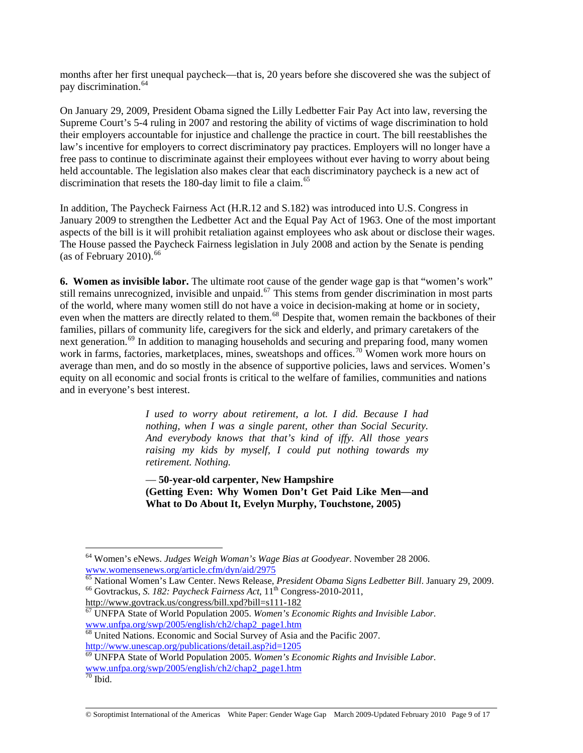months after her first unequal paycheck—that is, 20 years before she discovered she was the subject of pay discrimination.[64]

On January 29, 2009, President Obama signed the Lilly Ledbetter Fair Pay Act into law, reversing the Supreme Court's 5-4 ruling in 2007 and restoring the ability of victims of wage discrimination to hold their employers accountable for injustice and challenge the practice in court. The bill reestablishes the law's incentive for employers to correct discriminatory pay practices. Employers will no longer have a free pass to continue to discriminate against their employees without ever having to worry about being held accountable. The legislation also makes clear that each discriminatory paycheck is a new act of discrimination that resets the 180-day limit to file a claim.[65]

In addition, The Paycheck Fairness Act (H.R.12 and S.182) was introduced into U.S. Congress in January 2009 to strengthen the Ledbetter Act and the Equal Pay Act of 1963. One of the most important aspects of the bill is it will prohibit retaliation against employees who ask about or disclose their wages. The House passed the Paycheck Fairness legislation in July 2008 and action by the Senate is pending (as of February 2010).[66]

**6. Women as invisible labor.** The ultimate root cause of the gender wage gap is that "women's work" still remains unrecognized, invisible and unpaid.[67] This stems from gender discrimination in most parts of the world, where many women still do not have a voice in decision-making at home or in society, even when the matters are directly related to them.[68] Despite that, women remain the backbones of their families, pillars of community life, caregivers for the sick and elderly, and primary caretakers of the next generation.[69] In addition to managing households and securing and preparing food, many women work in farms, factories, marketplaces, mines, sweatshops and offices.[70] Women work more hours on average than men, and do so mostly in the absence of supportive policies, laws and services. Women's equity on all economic and social fronts is critical to the welfare of families, communities and nations and in everyone's best interest.

> *I used to worry about retirement, a lot. I did. Because I had nothing, when I was a single parent, other than Social Security. And everybody knows that that's kind of iffy. All those years raising my kids by myself, I could put nothing towards my retirement. Nothing.*
>
> — **50-year-old carpenter, New Hampshire (Getting Even: Why Women Don't Get Paid Like Men—and What to Do About It, Evelyn Murphy, Touchstone, 2005)**

---

[64] Women's eNews. *Judges Weigh Woman's Wage Bias at Goodyear*. November 28 2006. www.womensenews.org/article.cfm/dyn/aid/2975

[65] National Women's Law Center. News Release, *President Obama Signs Ledbetter Bill*. January 29, 2009.

[66] Govtrackus, *S. 182: Paycheck Fairness Act*, 11th Congress-2010-2011, http://www.govtrack.us/congress/bill.xpd?bill=s111-182

[67] UNFPA State of World Population 2005. *Women's Economic Rights and Invisible Labor.* www.unfpa.org/swp/2005/english/ch2/chap2_page1.htm

[68] United Nations. Economic and Social Survey of Asia and the Pacific 2007. http://www.unescap.org/publications/detail.asp?id=1205

[69] UNFPA State of World Population 2005. *Women's Economic Rights and Invisible Labor.* www.unfpa.org/swp/2005/english/ch2/chap2_page1.htm

[70] Ibid.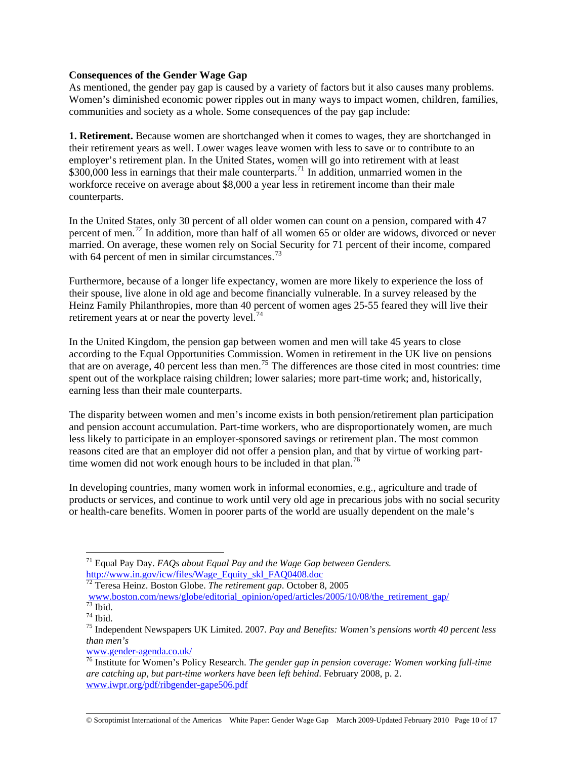**Consequences of the Gender Wage Gap**

As mentioned, the gender pay gap is caused by a variety of factors but it also causes many problems. Women's diminished economic power ripples out in many ways to impact women, children, families, communities and society as a whole. Some consequences of the pay gap include:

**1. Retirement.** Because women are shortchanged when it comes to wages, they are shortchanged in their retirement years as well. Lower wages leave women with less to save or to contribute to an employer's retirement plan. In the United States, women will go into retirement with at least \$300,000 less in earnings that their male counterparts.[71] In addition, unmarried women in the workforce receive on average about \$8,000 a year less in retirement income than their male counterparts.

In the United States, only 30 percent of all older women can count on a pension, compared with 47 percent of men.[72] In addition, more than half of all women 65 or older are widows, divorced or never married. On average, these women rely on Social Security for 71 percent of their income, compared with 64 percent of men in similar circumstances.[73]

Furthermore, because of a longer life expectancy, women are more likely to experience the loss of their spouse, live alone in old age and become financially vulnerable. In a survey released by the Heinz Family Philanthropies, more than 40 percent of women ages 25-55 feared they will live their retirement years at or near the poverty level.[74]

In the United Kingdom, the pension gap between women and men will take 45 years to close according to the Equal Opportunities Commission. Women in retirement in the UK live on pensions that are on average, 40 percent less than men.[75] The differences are those cited in most countries: time spent out of the workplace raising children; lower salaries; more part-time work; and, historically, earning less than their male counterparts.

The disparity between women and men's income exists in both pension/retirement plan participation and pension account accumulation. Part-time workers, who are disproportionately women, are much less likely to participate in an employer-sponsored savings or retirement plan. The most common reasons cited are that an employer did not offer a pension plan, and that by virtue of working part-time women did not work enough hours to be included in that plan.[76]

In developing countries, many women work in informal economies, e.g., agriculture and trade of products or services, and continue to work until very old age in precarious jobs with no social security or health-care benefits. Women in poorer parts of the world are usually dependent on the male's

---

[71] Equal Pay Day. *FAQs about Equal Pay and the Wage Gap between Genders.* http://www.in.gov/icw/files/Wage_Equity_skl_FAQ0408.doc

[72] Teresa Heinz. Boston Globe. *The retirement gap*. October 8, 2005 www.boston.com/news/globe/editorial_opinion/oped/articles/2005/10/08/the_retirement_gap/

[73] Ibid.

[74] Ibid.

[75] Independent Newspapers UK Limited. 2007. *Pay and Benefits: Women's pensions worth 40 percent less than men's* www.gender-agenda.co.uk/

[76] Institute for Women's Policy Research. *The gender gap in pension coverage: Women working full-time are catching up, but part-time workers have been left behind*. February 2008, p. 2. www.iwpr.org/pdf/ribgender-gape506.pdf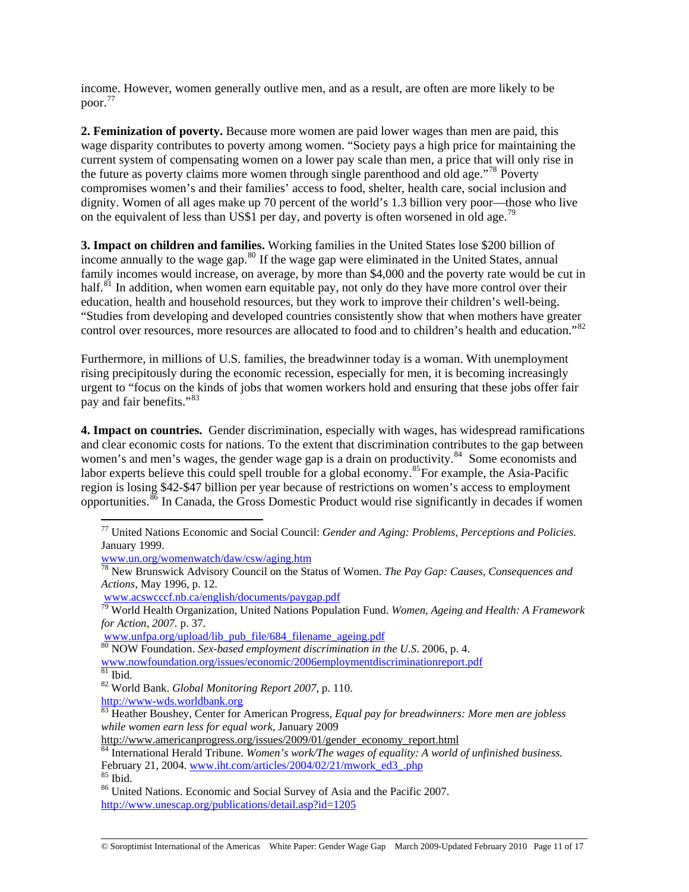income. However, women generally outlive men, and as a result, are often are more likely to be poor.[77]

**2. Feminization of poverty.** Because more women are paid lower wages than men are paid, this wage disparity contributes to poverty among women. "Society pays a high price for maintaining the current system of compensating women on a lower pay scale than men, a price that will only rise in the future as poverty claims more women through single parenthood and old age."[78] Poverty compromises women's and their families' access to food, shelter, health care, social inclusion and dignity. Women of all ages make up 70 percent of the world's 1.3 billion very poor—those who live on the equivalent of less than US$1 per day, and poverty is often worsened in old age.[79]

**3. Impact on children and families.** Working families in the United States lose $200 billion of income annually to the wage gap.[80] If the wage gap were eliminated in the United States, annual family incomes would increase, on average, by more than $4,000 and the poverty rate would be cut in half.[81] In addition, when women earn equitable pay, not only do they have more control over their education, health and household resources, but they work to improve their children's well-being. "Studies from developing and developed countries consistently show that when mothers have greater control over resources, more resources are allocated to food and to children's health and education."[82]

Furthermore, in millions of U.S. families, the breadwinner today is a woman. With unemployment rising precipitously during the economic recession, especially for men, it is becoming increasingly urgent to "focus on the kinds of jobs that women workers hold and ensuring that these jobs offer fair pay and fair benefits."[83]

**4. Impact on countries.** Gender discrimination, especially with wages, has widespread ramifications and clear economic costs for nations. To the extent that discrimination contributes to the gap between women's and men's wages, the gender wage gap is a drain on productivity.[84] Some economists and labor experts believe this could spell trouble for a global economy.[85] For example, the Asia-Pacific region is losing $42-$47 billion per year because of restrictions on women's access to employment opportunities.[86] In Canada, the Gross Domestic Product would rise significantly in decades if women

---

[77] United Nations Economic and Social Council: *Gender and Aging: Problems, Perceptions and Policies.* January 1999. www.un.org/womenwatch/daw/csw/aging.htm

[78] New Brunswick Advisory Council on the Status of Women. *The Pay Gap: Causes, Consequences and Actions,* May 1996, p. 12. www.acswcccf.nb.ca/english/documents/paygap.pdf

[79] World Health Organization, United Nations Population Fund. *Women, Ageing and Health: A Framework for Action, 2007.* p. 37. www.unfpa.org/upload/lib_pub_file/684_filename_ageing.pdf

[80] NOW Foundation. *Sex-based employment discrimination in the U.S.* 2006, p. 4. www.nowfoundation.org/issues/economic/2006employmentdiscriminationreport.pdf

[81] Ibid.

[82] World Bank. *Global Monitoring Report 2007,* p. 110. http://www-wds.worldbank.org

[83] Heather Boushey, Center for American Progress, *Equal pay for breadwinners: More men are jobless while women earn less for equal work,* January 2009 http://www.americanprogress.org/issues/2009/01/gender_economy_report.html

[84] International Herald Tribune. *Women's work/The wages of equality: A world of unfinished business.* February 21, 2004. www.iht.com/articles/2004/02/21/mwork_ed3_.php

[85] Ibid.

[86] United Nations. Economic and Social Survey of Asia and the Pacific 2007. http://www.unescap.org/publications/detail.asp?id=1205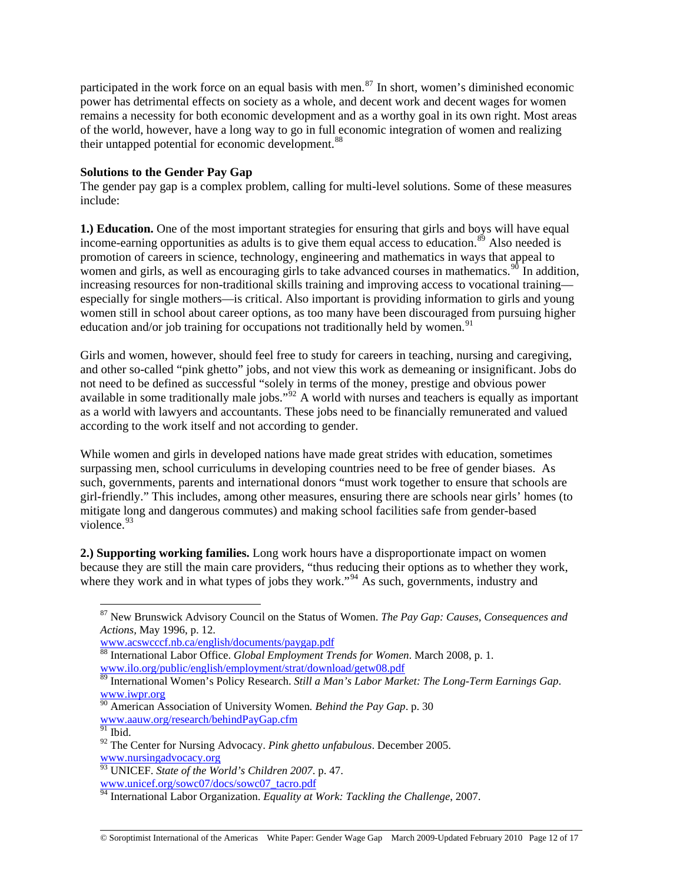participated in the work force on an equal basis with men.[87] In short, women's diminished economic power has detrimental effects on society as a whole, and decent work and decent wages for women remains a necessity for both economic development and as a worthy goal in its own right. Most areas of the world, however, have a long way to go in full economic integration of women and realizing their untapped potential for economic development.[88]

**Solutions to the Gender Pay Gap**

The gender pay gap is a complex problem, calling for multi-level solutions. Some of these measures include:

**1.) Education.** One of the most important strategies for ensuring that girls and boys will have equal income-earning opportunities as adults is to give them equal access to education.[89] Also needed is promotion of careers in science, technology, engineering and mathematics in ways that appeal to women and girls, as well as encouraging girls to take advanced courses in mathematics.[90] In addition, increasing resources for non-traditional skills training and improving access to vocational training—especially for single mothers—is critical. Also important is providing information to girls and young women still in school about career options, as too many have been discouraged from pursuing higher education and/or job training for occupations not traditionally held by women.[91]

Girls and women, however, should feel free to study for careers in teaching, nursing and caregiving, and other so-called "pink ghetto" jobs, and not view this work as demeaning or insignificant. Jobs do not need to be defined as successful "solely in terms of the money, prestige and obvious power available in some traditionally male jobs."[92] A world with nurses and teachers is equally as important as a world with lawyers and accountants. These jobs need to be financially remunerated and valued according to the work itself and not according to gender.

While women and girls in developed nations have made great strides with education, sometimes surpassing men, school curriculums in developing countries need to be free of gender biases. As such, governments, parents and international donors "must work together to ensure that schools are girl-friendly." This includes, among other measures, ensuring there are schools near girls' homes (to mitigate long and dangerous commutes) and making school facilities safe from gender-based violence.[93]

**2.) Supporting working families.** Long work hours have a disproportionate impact on women because they are still the main care providers, "thus reducing their options as to whether they work, where they work and in what types of jobs they work."[94] As such, governments, industry and

---

[87] New Brunswick Advisory Council on the Status of Women. *The Pay Gap: Causes, Consequences and Actions,* May 1996, p. 12. www.acswcccf.nb.ca/english/documents/paygap.pdf

[88] International Labor Office. *Global Employment Trends for Women*. March 2008, p. 1. www.ilo.org/public/english/employment/strat/download/getw08.pdf

[89] International Women's Policy Research. *Still a Man's Labor Market: The Long-Term Earnings Gap*. www.iwpr.org

[90] American Association of University Women*. Behind the Pay Gap*. p. 30 www.aauw.org/research/behindPayGap.cfm

[91] Ibid.

[92] The Center for Nursing Advocacy. *Pink ghetto unfabulous*. December 2005. www.nursingadvocacy.org

[93] UNICEF. *State of the World's Children 2007*. p. 47. www.unicef.org/sowc07/docs/sowc07_tacro.pdf

[94] International Labor Organization. *Equality at Work: Tackling the Challenge*, 2007.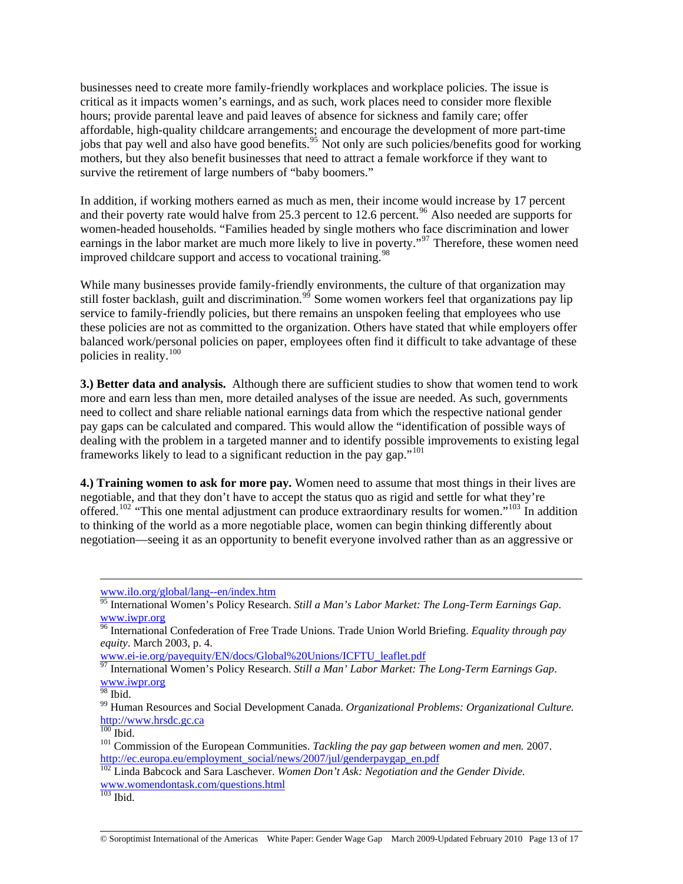businesses need to create more family-friendly workplaces and workplace policies. The issue is critical as it impacts women's earnings, and as such, work places need to consider more flexible hours; provide parental leave and paid leaves of absence for sickness and family care; offer affordable, high-quality childcare arrangements; and encourage the development of more part-time jobs that pay well and also have good benefits.[95] Not only are such policies/benefits good for working mothers, but they also benefit businesses that need to attract a female workforce if they want to survive the retirement of large numbers of "baby boomers."

In addition, if working mothers earned as much as men, their income would increase by 17 percent and their poverty rate would halve from 25.3 percent to 12.6 percent.[96] Also needed are supports for women-headed households. "Families headed by single mothers who face discrimination and lower earnings in the labor market are much more likely to live in poverty."[97] Therefore, these women need improved childcare support and access to vocational training.[98]

While many businesses provide family-friendly environments, the culture of that organization may still foster backlash, guilt and discrimination.[99] Some women workers feel that organizations pay lip service to family-friendly policies, but there remains an unspoken feeling that employees who use these policies are not as committed to the organization. Others have stated that while employers offer balanced work/personal policies on paper, employees often find it difficult to take advantage of these policies in reality.[100]

**3.) Better data and analysis.** Although there are sufficient studies to show that women tend to work more and earn less than men, more detailed analyses of the issue are needed. As such, governments need to collect and share reliable national earnings data from which the respective national gender pay gaps can be calculated and compared. This would allow the "identification of possible ways of dealing with the problem in a targeted manner and to identify possible improvements to existing legal frameworks likely to lead to a significant reduction in the pay gap."[101]

**4.) Training women to ask for more pay.** Women need to assume that most things in their lives are negotiable, and that they don't have to accept the status quo as rigid and settle for what they're offered.[102] "This one mental adjustment can produce extraordinary results for women."[103] In addition to thinking of the world as a more negotiable place, women can begin thinking differently about negotiation—seeing it as an opportunity to benefit everyone involved rather than as an aggressive or

---

www.ilo.org/global/lang--en/index.htm

[95] International Women's Policy Research. *Still a Man's Labor Market: The Long-Term Earnings Gap*. www.iwpr.org

[96] International Confederation of Free Trade Unions. Trade Union World Briefing. *Equality through pay equity*. March 2003, p. 4. www.ei-ie.org/payequity/EN/docs/Global%20Unions/ICFTU_leaflet.pdf

[97] International Women's Policy Research. *Still a Man' Labor Market: The Long-Term Earnings Gap*. www.iwpr.org

[98] Ibid.

[99] Human Resources and Social Development Canada. *Organizational Problems: Organizational Culture.* http://www.hrsdc.gc.ca

[100] Ibid.

[101] Commission of the European Communities. *Tackling the pay gap between women and men.* 2007. http://ec.europa.eu/employment_social/news/2007/jul/genderpaygap_en.pdf

[102] Linda Babcock and Sara Laschever. *Women Don't Ask: Negotiation and the Gender Divide.* www.womendontask.com/questions.html

[103] Ibid.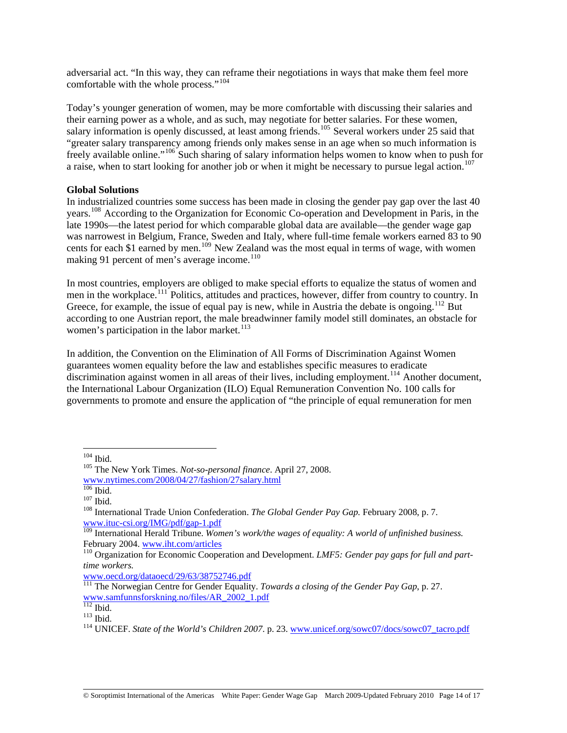adversarial act. "In this way, they can reframe their negotiations in ways that make them feel more comfortable with the whole process."[104]

Today's younger generation of women, may be more comfortable with discussing their salaries and their earning power as a whole, and as such, may negotiate for better salaries. For these women, salary information is openly discussed, at least among friends.[105] Several workers under 25 said that "greater salary transparency among friends only makes sense in an age when so much information is freely available online."[106] Such sharing of salary information helps women to know when to push for a raise, when to start looking for another job or when it might be necessary to pursue legal action.[107]

**Global Solutions**

In industrialized countries some success has been made in closing the gender pay gap over the last 40 years.[108] According to the Organization for Economic Co-operation and Development in Paris, in the late 1990s—the latest period for which comparable global data are available—the gender wage gap was narrowest in Belgium, France, Sweden and Italy, where full-time female workers earned 83 to 90 cents for each $1 earned by men.[109] New Zealand was the most equal in terms of wage, with women making 91 percent of men's average income.[110]

In most countries, employers are obliged to make special efforts to equalize the status of women and men in the workplace.[111] Politics, attitudes and practices, however, differ from country to country. In Greece, for example, the issue of equal pay is new, while in Austria the debate is ongoing.[112] But according to one Austrian report, the male breadwinner family model still dominates, an obstacle for women's participation in the labor market.[113]

In addition, the Convention on the Elimination of All Forms of Discrimination Against Women guarantees women equality before the law and establishes specific measures to eradicate discrimination against women in all areas of their lives, including employment.[114] Another document, the International Labour Organization (ILO) Equal Remuneration Convention No. 100 calls for governments to promote and ensure the application of "the principle of equal remuneration for men

---

[104] Ibid.

[105] The New York Times. *Not-so-personal finance*. April 27, 2008. www.nytimes.com/2008/04/27/fashion/27salary.html

[106] Ibid.

[107] Ibid.

[108] International Trade Union Confederation. *The Global Gender Pay Gap.* February 2008, p. 7. www.ituc-csi.org/IMG/pdf/gap-1.pdf

[109] International Herald Tribune. *Women's work/the wages of equality: A world of unfinished business.* February 2004. www.iht.com/articles

[110] Organization for Economic Cooperation and Development. *LMF5: Gender pay gaps for full and part-time workers.* www.oecd.org/dataoecd/29/63/38752746.pdf

[111] The Norwegian Centre for Gender Equality. *Towards a closing of the Gender Pay Gap*, p. 27. www.samfunnsforskning.no/files/AR_2002_1.pdf

[112] Ibid.

[113] Ibid.

[114] UNICEF. *State of the World's Children 2007*. p. 23. www.unicef.org/sowc07/docs/sowc07_tacro.pdf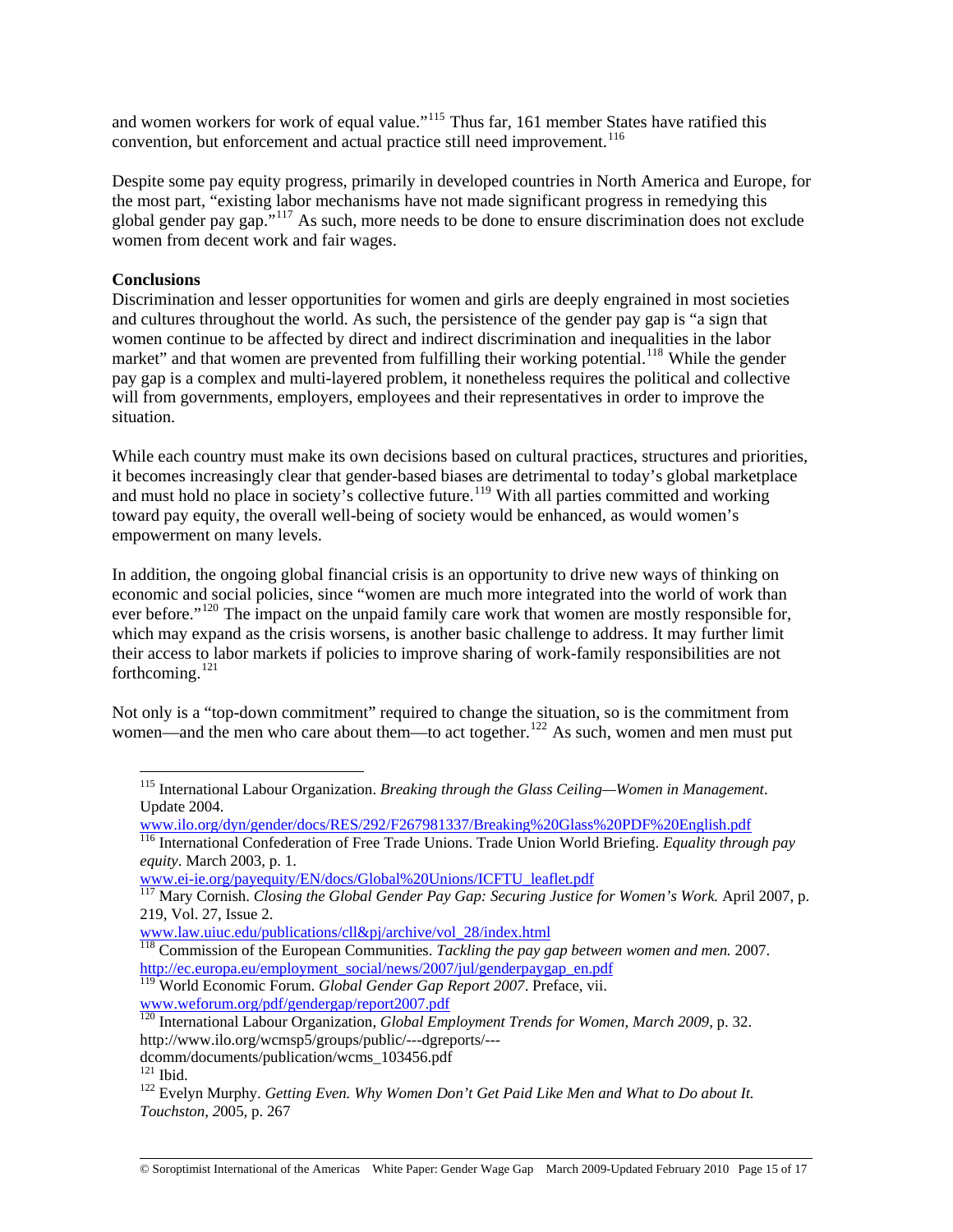and women workers for work of equal value."[115] Thus far, 161 member States have ratified this convention, but enforcement and actual practice still need improvement.[116]

Despite some pay equity progress, primarily in developed countries in North America and Europe, for the most part, "existing labor mechanisms have not made significant progress in remedying this global gender pay gap."[117] As such, more needs to be done to ensure discrimination does not exclude women from decent work and fair wages.

**Conclusions**

Discrimination and lesser opportunities for women and girls are deeply engrained in most societies and cultures throughout the world. As such, the persistence of the gender pay gap is "a sign that women continue to be affected by direct and indirect discrimination and inequalities in the labor market" and that women are prevented from fulfilling their working potential.[118] While the gender pay gap is a complex and multi-layered problem, it nonetheless requires the political and collective will from governments, employers, employees and their representatives in order to improve the situation.

While each country must make its own decisions based on cultural practices, structures and priorities, it becomes increasingly clear that gender-based biases are detrimental to today's global marketplace and must hold no place in society's collective future.[119] With all parties committed and working toward pay equity, the overall well-being of society would be enhanced, as would women's empowerment on many levels.

In addition, the ongoing global financial crisis is an opportunity to drive new ways of thinking on economic and social policies, since "women are much more integrated into the world of work than ever before."[120] The impact on the unpaid family care work that women are mostly responsible for, which may expand as the crisis worsens, is another basic challenge to address. It may further limit their access to labor markets if policies to improve sharing of work-family responsibilities are not forthcoming.[121]

Not only is a "top-down commitment" required to change the situation, so is the commitment from women—and the men who care about them—to act together.[122] As such, women and men must put

---

[115] International Labour Organization. *Breaking through the Glass Ceiling—Women in Management*. Update 2004.
www.ilo.org/dyn/gender/docs/RES/292/F267981337/Breaking%20Glass%20PDF%20English.pdf

[116] International Confederation of Free Trade Unions. Trade Union World Briefing. *Equality through pay equity*. March 2003, p. 1.
www.ei-ie.org/payequity/EN/docs/Global%20Unions/ICFTU_leaflet.pdf

[117] Mary Cornish. *Closing the Global Gender Pay Gap: Securing Justice for Women's Work.* April 2007, p. 219, Vol. 27, Issue 2.
www.law.uiuc.edu/publications/cll&pj/archive/vol_28/index.html

[118] Commission of the European Communities. *Tackling the pay gap between women and men.* 2007.
http://ec.europa.eu/employment_social/news/2007/jul/genderpaygap_en.pdf

[119] World Economic Forum. *Global Gender Gap Report 2007*. Preface, vii.
www.weforum.org/pdf/gendergap/report2007.pdf

[120] International Labour Organization, *Global Employment Trends for Women, March 2009*, p. 32.
http://www.ilo.org/wcmsp5/groups/public/---dgreports/---dcomm/documents/publication/wcms_103456.pdf

[121] Ibid.

[122] Evelyn Murphy. *Getting Even. Why Women Don't Get Paid Like Men and What to Do about It. Touchston, 2*005, p. 267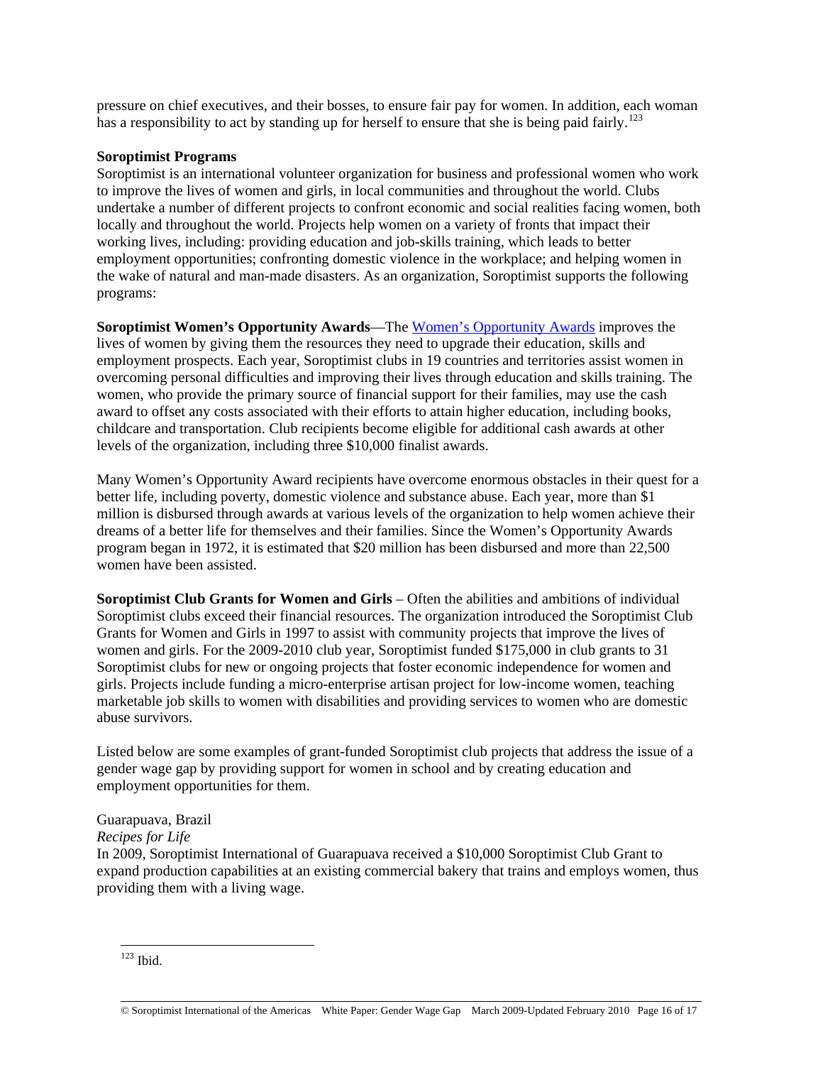pressure on chief executives, and their bosses, to ensure fair pay for women. In addition, each woman has a responsibility to act by standing up for herself to ensure that she is being paid fairly.[123]

**Soroptimist Programs**

Soroptimist is an international volunteer organization for business and professional women who work to improve the lives of women and girls, in local communities and throughout the world. Clubs undertake a number of different projects to confront economic and social realities facing women, both locally and throughout the world. Projects help women on a variety of fronts that impact their working lives, including: providing education and job-skills training, which leads to better employment opportunities; confronting domestic violence in the workplace; and helping women in the wake of natural and man-made disasters. As an organization, Soroptimist supports the following programs:

**Soroptimist Women's Opportunity Awards**—The Women's Opportunity Awards improves the lives of women by giving them the resources they need to upgrade their education, skills and employment prospects. Each year, Soroptimist clubs in 19 countries and territories assist women in overcoming personal difficulties and improving their lives through education and skills training. The women, who provide the primary source of financial support for their families, may use the cash award to offset any costs associated with their efforts to attain higher education, including books, childcare and transportation. Club recipients become eligible for additional cash awards at other levels of the organization, including three $10,000 finalist awards.

Many Women's Opportunity Award recipients have overcome enormous obstacles in their quest for a better life, including poverty, domestic violence and substance abuse. Each year, more than $1 million is disbursed through awards at various levels of the organization to help women achieve their dreams of a better life for themselves and their families. Since the Women's Opportunity Awards program began in 1972, it is estimated that $20 million has been disbursed and more than 22,500 women have been assisted.

**Soroptimist Club Grants for Women and Girls** – Often the abilities and ambitions of individual Soroptimist clubs exceed their financial resources. The organization introduced the Soroptimist Club Grants for Women and Girls in 1997 to assist with community projects that improve the lives of women and girls. For the 2009-2010 club year, Soroptimist funded $175,000 in club grants to 31 Soroptimist clubs for new or ongoing projects that foster economic independence for women and girls. Projects include funding a micro-enterprise artisan project for low-income women, teaching marketable job skills to women with disabilities and providing services to women who are domestic abuse survivors.

Listed below are some examples of grant-funded Soroptimist club projects that address the issue of a gender wage gap by providing support for women in school and by creating education and employment opportunities for them.

Guarapuava, Brazil
*Recipes for Life*
In 2009, Soroptimist International of Guarapuava received a $10,000 Soroptimist Club Grant to expand production capabilities at an existing commercial bakery that trains and employs women, thus providing them with a living wage.

---

[123] Ibid.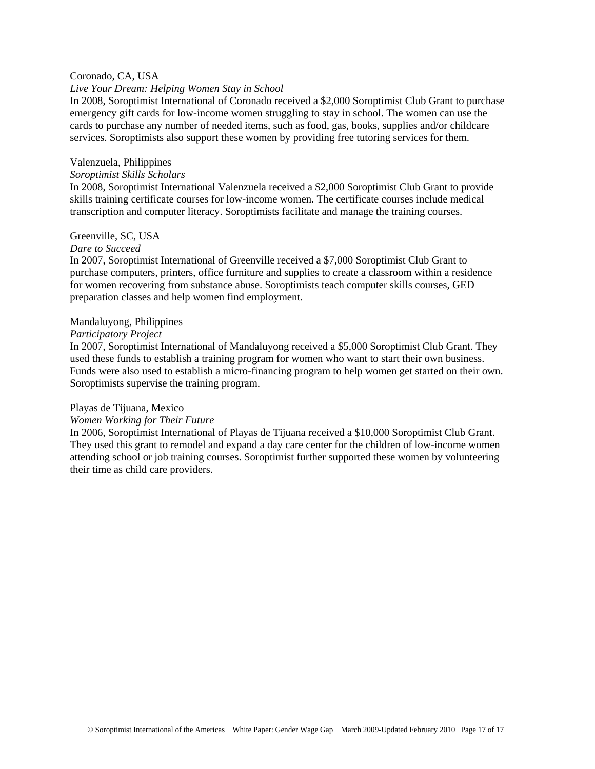Coronado, CA, USA

*Live Your Dream: Helping Women Stay in School*

In 2008, Soroptimist International of Coronado received a $2,000 Soroptimist Club Grant to purchase emergency gift cards for low-income women struggling to stay in school. The women can use the cards to purchase any number of needed items, such as food, gas, books, supplies and/or childcare services. Soroptimists also support these women by providing free tutoring services for them.

Valenzuela, Philippines

*Soroptimist Skills Scholars*

In 2008, Soroptimist International Valenzuela received a $2,000 Soroptimist Club Grant to provide skills training certificate courses for low-income women. The certificate courses include medical transcription and computer literacy. Soroptimists facilitate and manage the training courses.

Greenville, SC, USA

*Dare to Succeed*

In 2007, Soroptimist International of Greenville received a $7,000 Soroptimist Club Grant to purchase computers, printers, office furniture and supplies to create a classroom within a residence for women recovering from substance abuse. Soroptimists teach computer skills courses, GED preparation classes and help women find employment.

Mandaluyong, Philippines

*Participatory Project*

In 2007, Soroptimist International of Mandaluyong received a $5,000 Soroptimist Club Grant. They used these funds to establish a training program for women who want to start their own business. Funds were also used to establish a micro-financing program to help women get started on their own. Soroptimists supervise the training program.

Playas de Tijuana, Mexico

*Women Working for Their Future*

In 2006, Soroptimist International of Playas de Tijuana received a $10,000 Soroptimist Club Grant. They used this grant to remodel and expand a day care center for the children of low-income women attending school or job training courses. Soroptimist further supported these women by volunteering their time as child care providers.